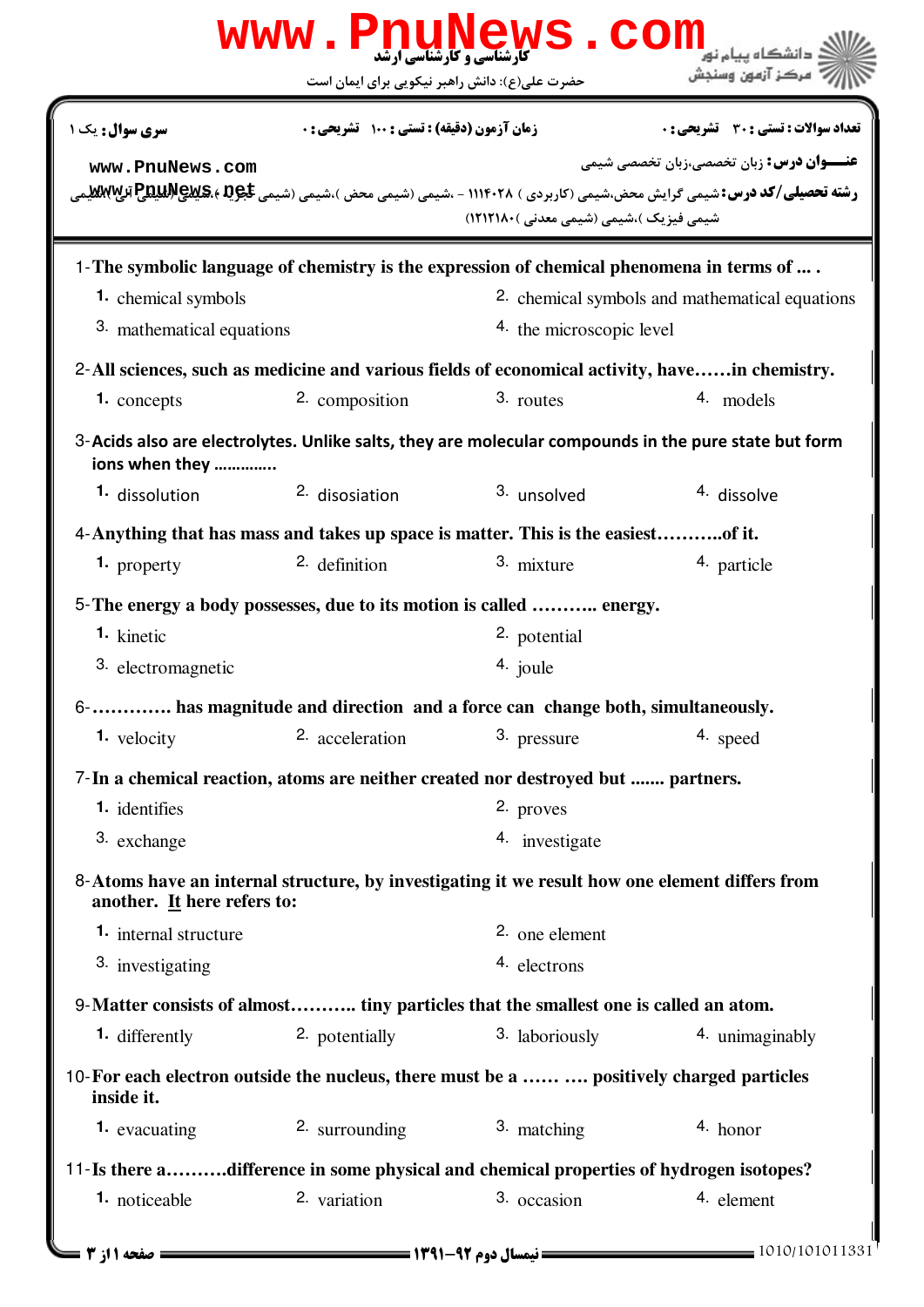کارشناسی و کارشناسی ارشد

حضرت علی(ع): دانش راهبر نیکویی برای ایمان است

دانشگاه پیام نور
مرکز آزمون وسنجش

**تعداد سوالات : تستی : ۳۰ تشریحی : ۰** | **زمان آزمون (دقیقه) : تستی : ۱۰۰ تشریحی : ۰** | **سری سوال : یک ۱**

**عنـــوان درس :** زبان تخصصی،زبان تخصصی شیمی

**رشته تحصیلی/کد درس :** شیمی گرایش محض،شیمی (کاربردی ) ۱۱۱۴۰۲۸ - ،شیمی (شیمی محض )،شیمی (شیمی تجزیه )،شیمی (شیمی آلی )،شیمی (شیمی فیزیک )،شیمی (شیمی معدنی )۱۲۱۲۱۸۰

1- The symbolic language of chemistry is the expression of chemical phenomena in terms of ... .

1. chemical symbols
2. chemical symbols and mathematical equations
3. mathematical equations
4. the microscopic level

2- All sciences, such as medicine and various fields of economical activity, have……in chemistry.

1. concepts
2. composition
3. routes
4. models

3- Acids also are electrolytes. Unlike salts, they are molecular compounds in the pure state but form ions when they ………….

1. dissolution
2. disosiation
3. unsolved
4. dissolve

4- Anything that has mass and takes up space is matter. This is the easiest………..of it.

1. property
2. definition
3. mixture
4. particle

5- The energy a body possesses, due to its motion is called ……….. energy.

1. kinetic
2. potential
3. electromagnetic
4. joule

6- …………. has magnitude and direction and a force can change both, simultaneously.

1. velocity
2. acceleration
3. pressure
4. speed

7- In a chemical reaction, atoms are neither created nor destroyed but ....... partners.

1. identifies
2. proves
3. exchange
4. investigate

8- Atoms have an internal structure, by investigating it we result how one element differs from another. It here refers to:

1. internal structure
2. one element
3. investigating
4. electrons

9- Matter consists of almost……….. tiny particles that the smallest one is called an atom.

1. differently
2. potentially
3. laboriously
4. unimaginably

10- For each electron outside the nucleus, there must be a …… …. positively charged particles inside it.

1. evacuating
2. surrounding
3. matching
4. honor

11- Is there a……….difference in some physical and chemical properties of hydrogen isotopes?

1. noticeable
2. variation
3. occasion
4. element

نیمسال دوم ۹۲-۱۳۹۱

1010/101011331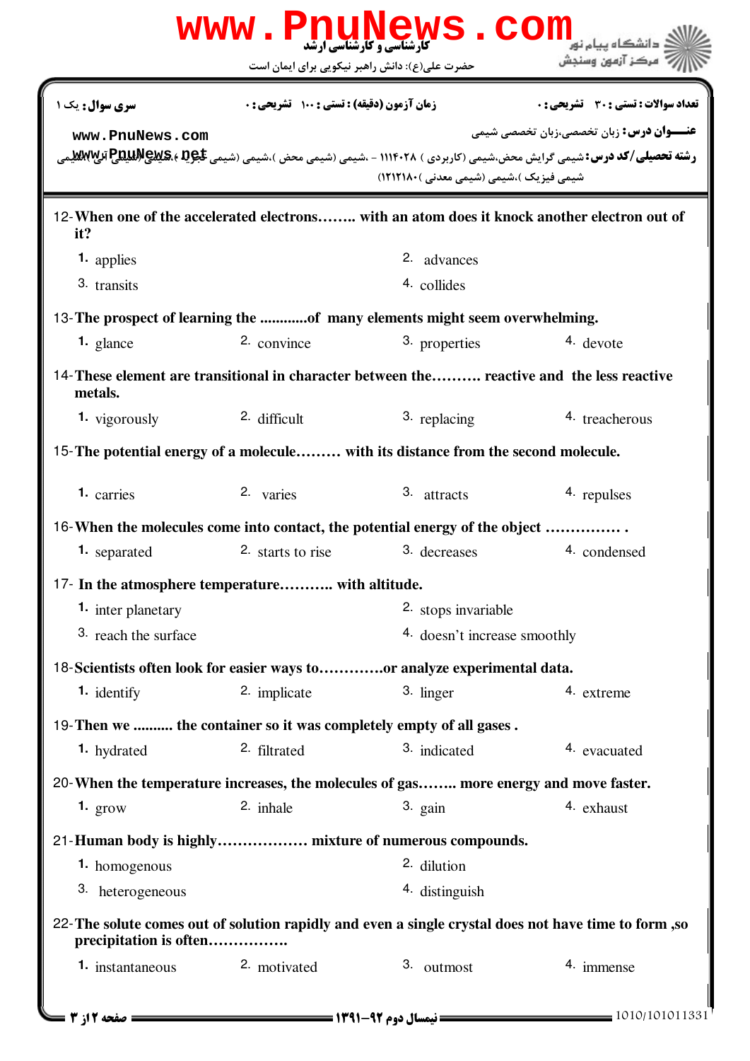12- When one of the accelerated electrons........ with an atom does it knock another electron out of it?

1. applies
2. advances
3. transits
4. collides

13- The prospect of learning the ............of many elements might seem overwhelming.

1. glance
2. convince
3. properties
4. devote

14- These element are transitional in character between the.......... reactive and the less reactive metals.

1. vigorously
2. difficult
3. replacing
4. treacherous

15- The potential energy of a molecule......... with its distance from the second molecule.

1. carries
2. varies
3. attracts
4. repulses

16- When the molecules come into contact, the potential energy of the object ............... .

1. separated
2. starts to rise
3. decreases
4. condensed

17- In the atmosphere temperature........... with altitude.

1. inter planetary
2. stops invariable
3. reach the surface
4. doesn't increase smoothly

18- Scientists often look for easier ways to.............or analyze experimental data.

1. identify
2. implicate
3. linger
4. extreme

19- Then we .......... the container so it was completely empty of all gases .

1. hydrated
2. filtrated
3. indicated
4. evacuated

20- When the temperature increases, the molecules of gas........ more energy and move faster.

1. grow
2. inhale
3. gain
4. exhaust

21- Human body is highly.................. mixture of numerous compounds.

1. homogenous
2. dilution
3. heterogeneous
4. distinguish

22- The solute comes out of solution rapidly and even a single crystal does not have time to form ,so precipitation is often................

1. instantaneous
2. motivated
3. outmost
4. immense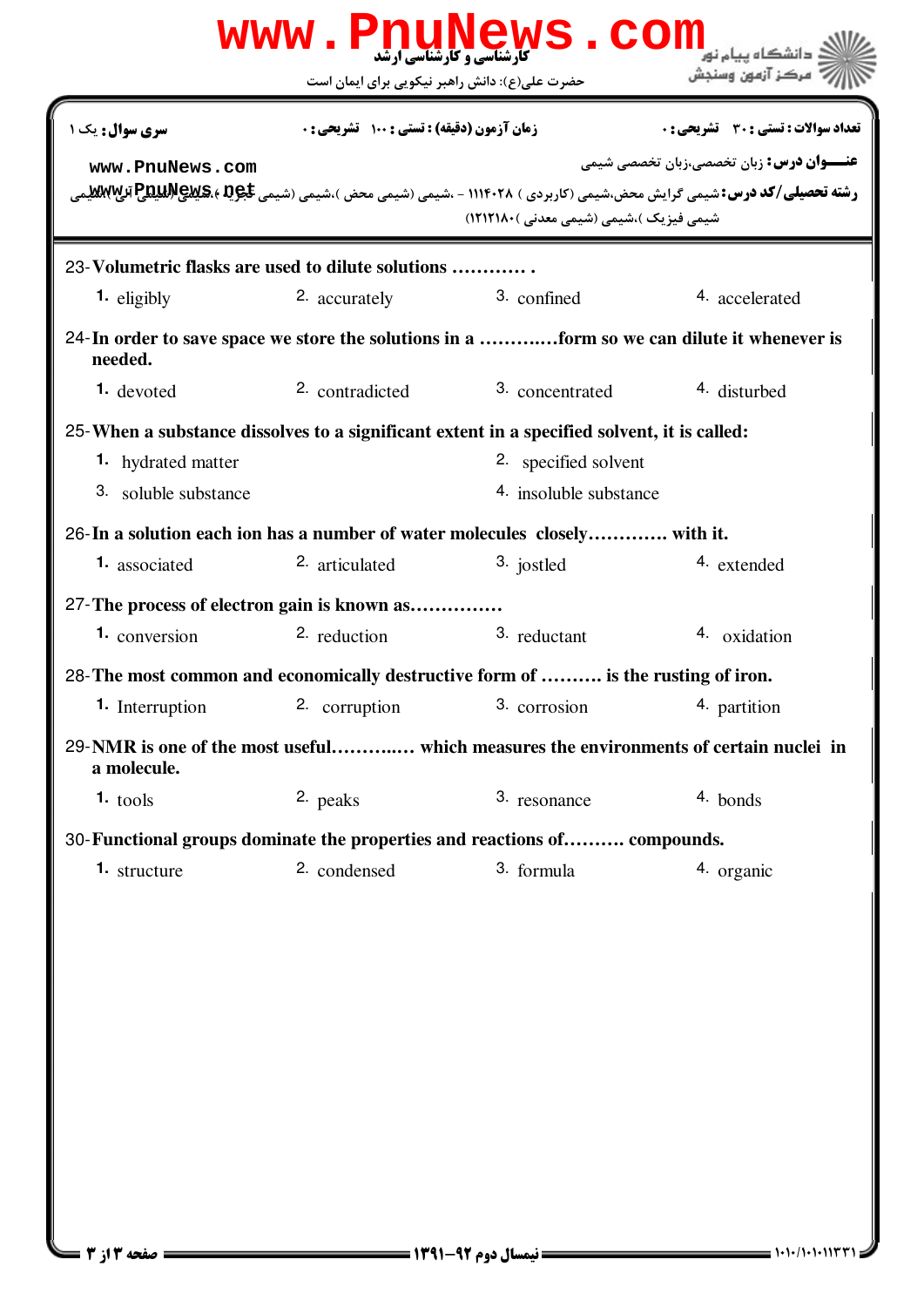23-Volumetric flasks are used to dilute solutions ………… .

1. eligibly
2. accurately
3. confined
4. accelerated

24-In order to save space we store the solutions in a ………….form so we can dilute it whenever is needed.

1. devoted
2. contradicted
3. concentrated
4. disturbed

25-When a substance dissolves to a significant extent in a specified solvent, it is called:

1. hydrated matter
2. specified solvent
3. soluble substance
4. insoluble substance

26-In a solution each ion has a number of water molecules closely…………. with it.

1. associated
2. articulated
3. jostled
4. extended

27-The process of electron gain is known as……………

1. conversion
2. reduction
3. reductant
4. oxidation

28-The most common and economically destructive form of ………. is the rusting of iron.

1. Interruption
2. corruption
3. corrosion
4. partition

29-NMR is one of the most useful…………… which measures the environments of certain nuclei in a molecule.

1. tools
2. peaks
3. resonance
4. bonds

30-Functional groups dominate the properties and reactions of………. compounds.

1. structure
2. condensed
3. formula
4. organic